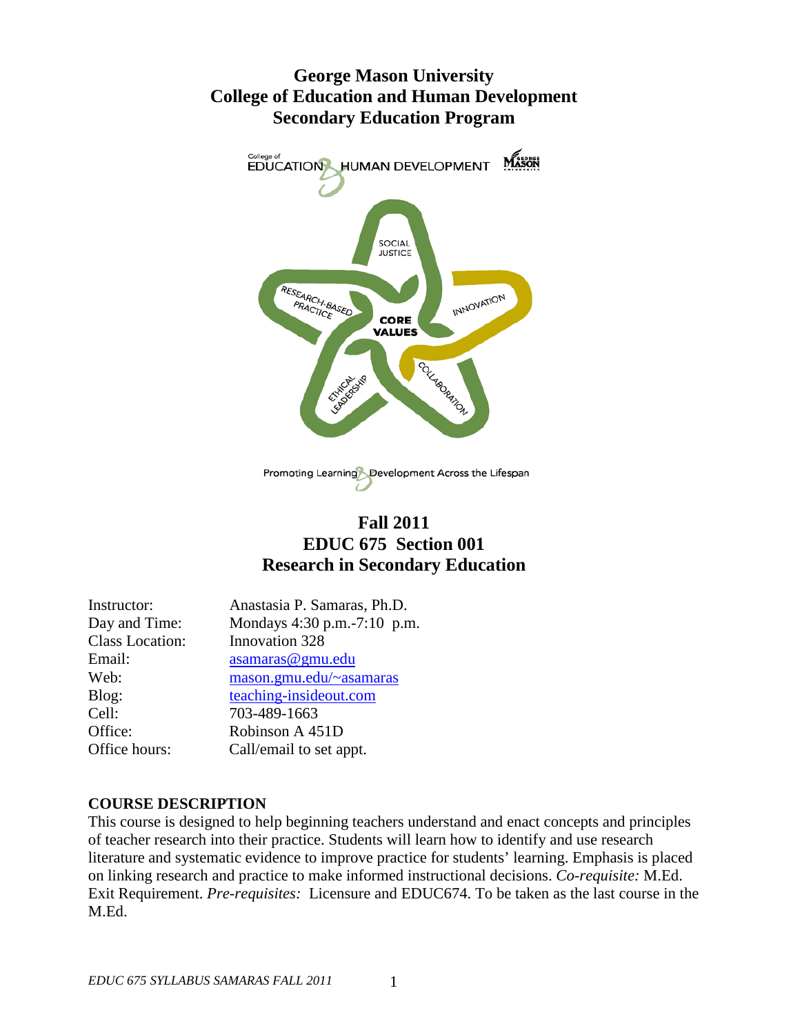# George Mason University
# College of Education and Human Development
# Secondary Education Program

## Fall 2011
## EDUC 675 Section 001
## Research in Secondary Education

Instructor: Anastasia P. Samaras, Ph.D.
Day and Time: Mondays 4:30 p.m.-7:10 p.m.
Class Location: Innovation 328
Email: asamaras@gmu.edu
Web: mason.gmu.edu/~asamaras
Blog: teaching-insideout.com
Cell: 703-489-1663
Office: Robinson A 451D
Office hours: Call/email to set appt.

### COURSE DESCRIPTION

This course is designed to help beginning teachers understand and enact concepts and principles of teacher research into their practice. Students will learn how to identify and use research literature and systematic evidence to improve practice for students' learning. Emphasis is placed on linking research and practice to make informed instructional decisions. *Co-requisite:* M.Ed. Exit Requirement. *Pre-requisites:* Licensure and EDUC674. To be taken as the last course in the M.Ed.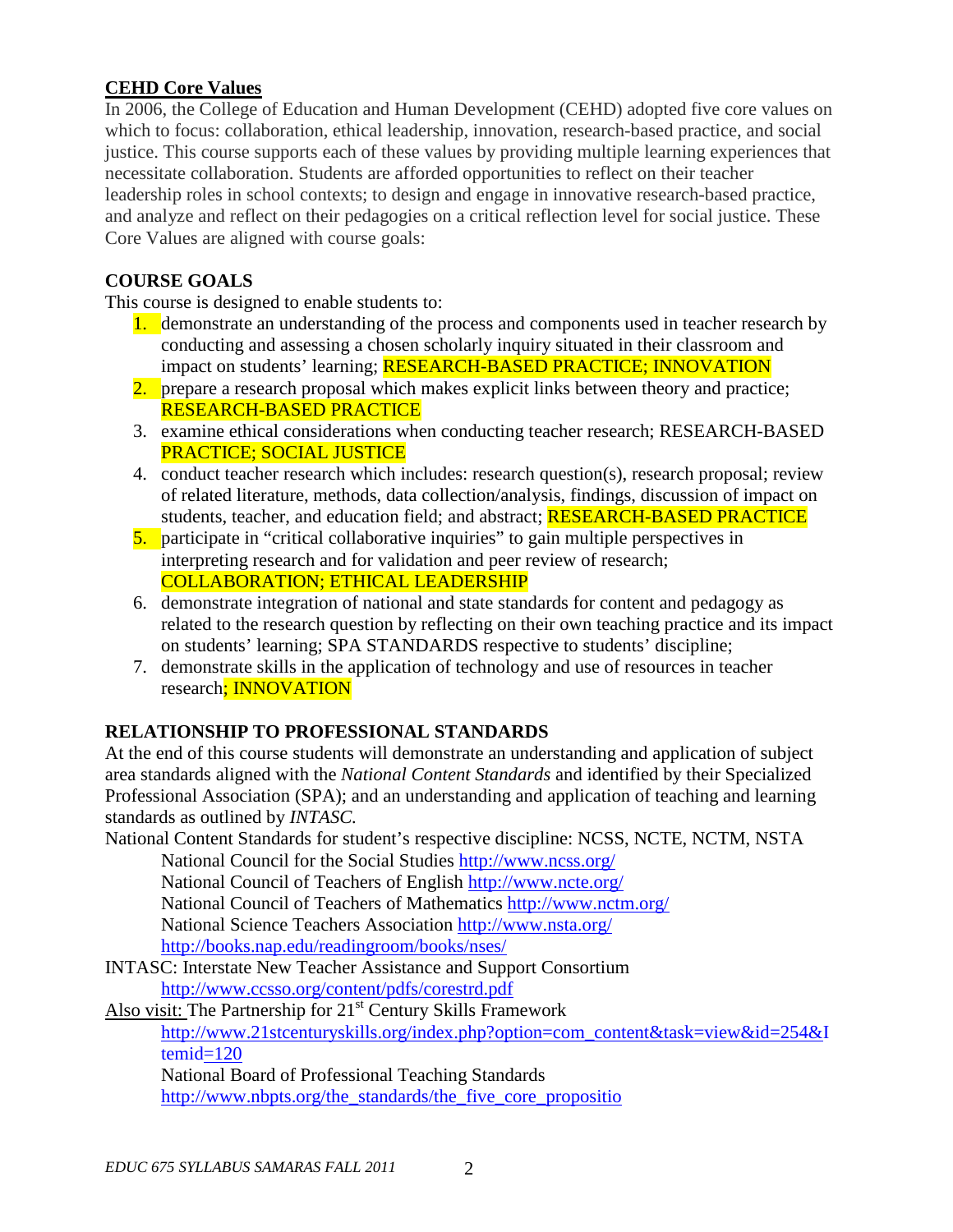**CEHD Core Values**

In 2006, the College of Education and Human Development (CEHD) adopted five core values on which to focus: collaboration, ethical leadership, innovation, research-based practice, and social justice. This course supports each of these values by providing multiple learning experiences that necessitate collaboration. Students are afforded opportunities to reflect on their teacher leadership roles in school contexts; to design and engage in innovative research-based practice, and analyze and reflect on their pedagogies on a critical reflection level for social justice. These Core Values are aligned with course goals:

## COURSE GOALS

This course is designed to enable students to:

1. demonstrate an understanding of the process and components used in teacher research by conducting and assessing a chosen scholarly inquiry situated in their classroom and impact on students' learning; RESEARCH-BASED PRACTICE; INNOVATION
2. prepare a research proposal which makes explicit links between theory and practice; RESEARCH-BASED PRACTICE
3. examine ethical considerations when conducting teacher research; RESEARCH-BASED PRACTICE; SOCIAL JUSTICE
4. conduct teacher research which includes: research question(s), research proposal; review of related literature, methods, data collection/analysis, findings, discussion of impact on students, teacher, and education field; and abstract; RESEARCH-BASED PRACTICE
5. participate in "critical collaborative inquiries" to gain multiple perspectives in interpreting research and for validation and peer review of research; COLLABORATION; ETHICAL LEADERSHIP
6. demonstrate integration of national and state standards for content and pedagogy as related to the research question by reflecting on their own teaching practice and its impact on students' learning; SPA STANDARDS respective to students' discipline;
7. demonstrate skills in the application of technology and use of resources in teacher research; INNOVATION

## RELATIONSHIP TO PROFESSIONAL STANDARDS

At the end of this course students will demonstrate an understanding and application of subject area standards aligned with the *National Content Standards* and identified by their Specialized Professional Association (SPA); and an understanding and application of teaching and learning standards as outlined by *INTASC.*

National Content Standards for student's respective discipline: NCSS, NCTE, NCTM, NSTA

National Council for the Social Studies http://www.ncss.org/
National Council of Teachers of English http://www.ncte.org/
National Council of Teachers of Mathematics http://www.nctm.org/
National Science Teachers Association http://www.nsta.org/
http://books.nap.edu/readingroom/books/nses/

INTASC: Interstate New Teacher Assistance and Support Consortium
http://www.ccsso.org/content/pdfs/corestrd.pdf

Also visit: The Partnership for 21st Century Skills Framework
http://www.21stcenturyskills.org/index.php?option=com_content&task=view&id=254&Itemid=120
National Board of Professional Teaching Standards
http://www.nbpts.org/the_standards/the_five_core_propositio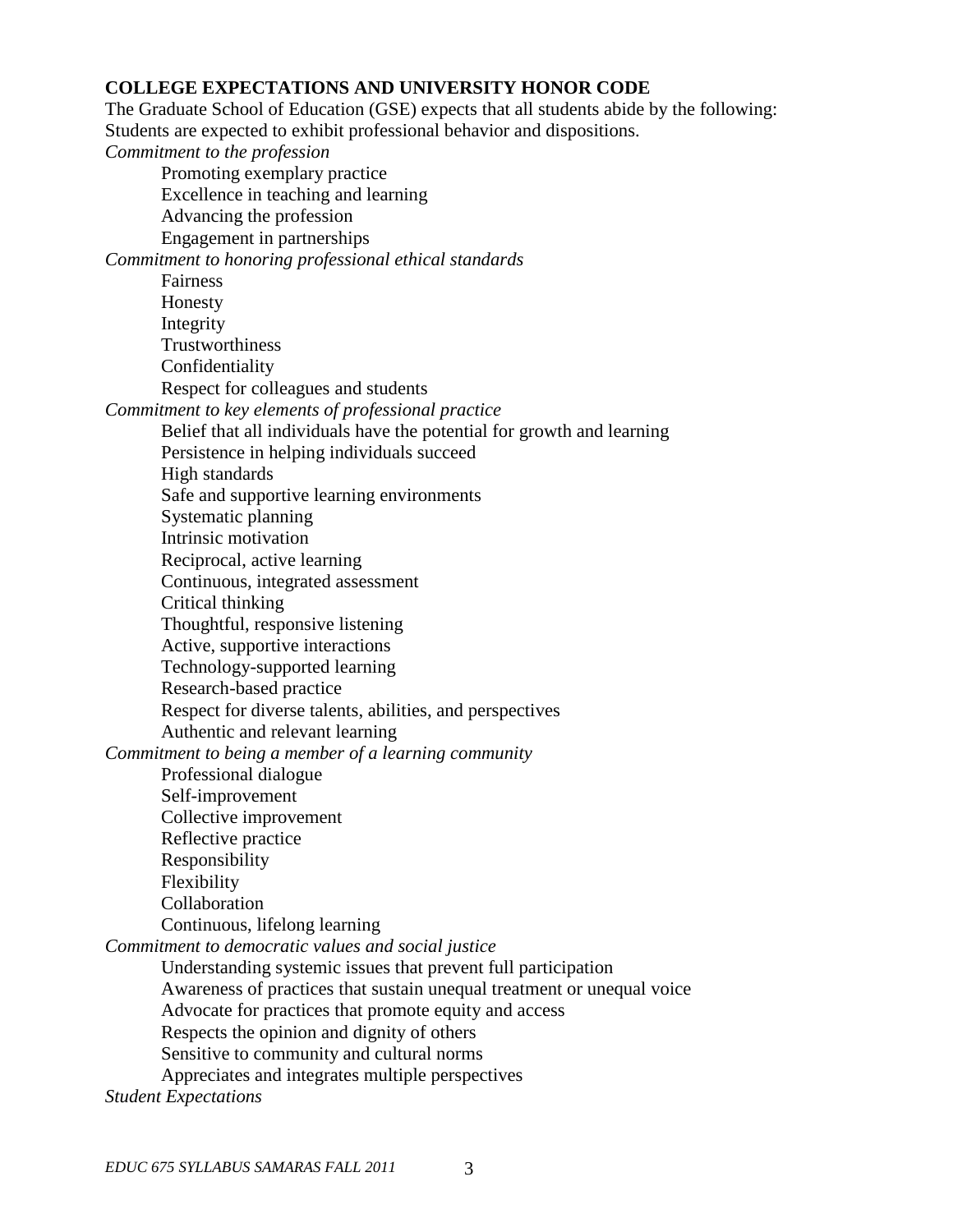**COLLEGE EXPECTATIONS AND UNIVERSITY HONOR CODE**

The Graduate School of Education (GSE) expects that all students abide by the following:
Students are expected to exhibit professional behavior and dispositions.

*Commitment to the profession*

- Promoting exemplary practice
- Excellence in teaching and learning
- Advancing the profession
- Engagement in partnerships

*Commitment to honoring professional ethical standards*

- Fairness
- Honesty
- Integrity
- Trustworthiness
- Confidentiality
- Respect for colleagues and students

*Commitment to key elements of professional practice*

- Belief that all individuals have the potential for growth and learning
- Persistence in helping individuals succeed
- High standards
- Safe and supportive learning environments
- Systematic planning
- Intrinsic motivation
- Reciprocal, active learning
- Continuous, integrated assessment
- Critical thinking
- Thoughtful, responsive listening
- Active, supportive interactions
- Technology-supported learning
- Research-based practice
- Respect for diverse talents, abilities, and perspectives
- Authentic and relevant learning

*Commitment to being a member of a learning community*

- Professional dialogue
- Self-improvement
- Collective improvement
- Reflective practice
- Responsibility
- Flexibility
- Collaboration
- Continuous, lifelong learning

*Commitment to democratic values and social justice*

- Understanding systemic issues that prevent full participation
- Awareness of practices that sustain unequal treatment or unequal voice
- Advocate for practices that promote equity and access
- Respects the opinion and dignity of others
- Sensitive to community and cultural norms
- Appreciates and integrates multiple perspectives

*Student Expectations*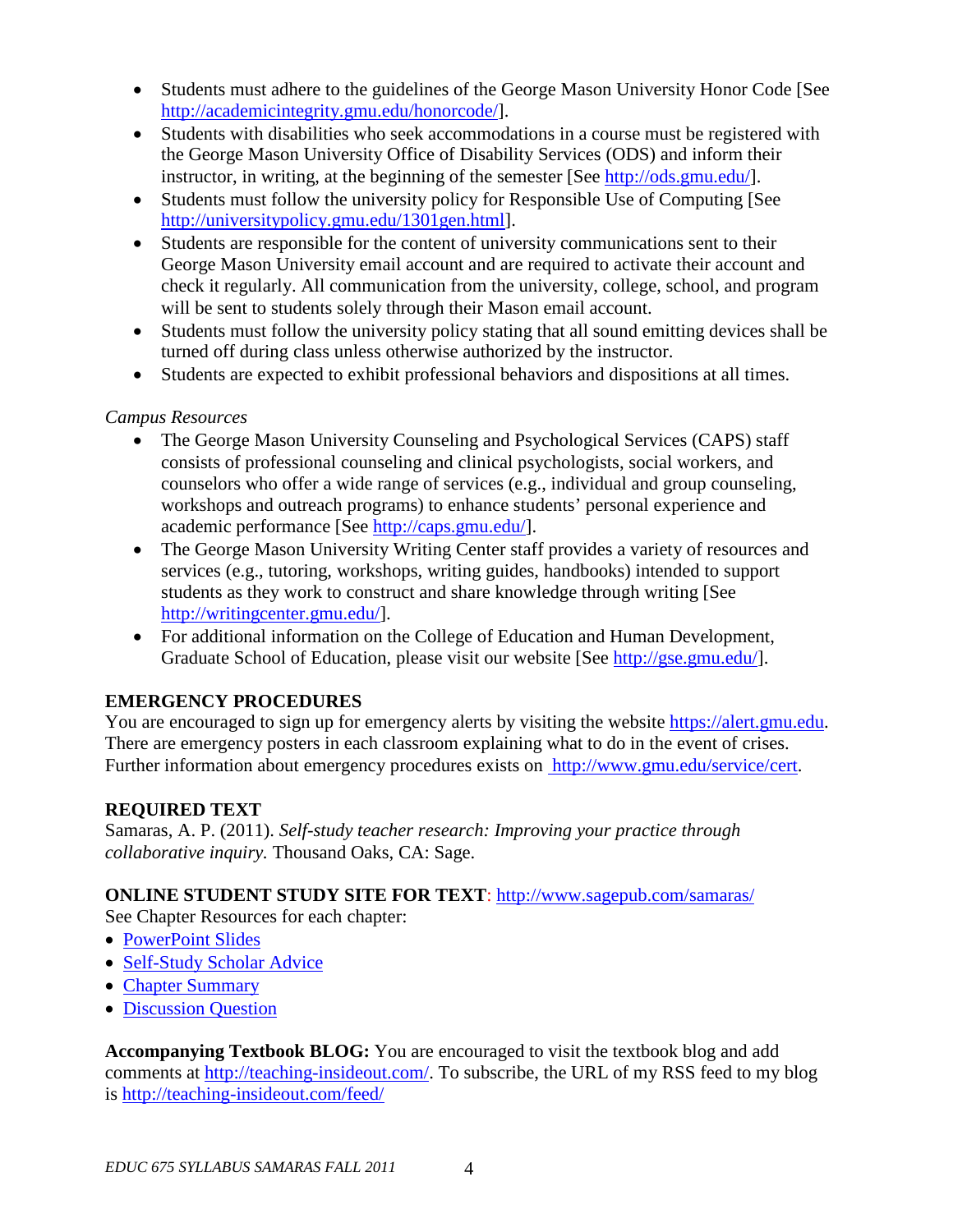- Students must adhere to the guidelines of the George Mason University Honor Code [See http://academicintegrity.gmu.edu/honorcode/].
- Students with disabilities who seek accommodations in a course must be registered with the George Mason University Office of Disability Services (ODS) and inform their instructor, in writing, at the beginning of the semester [See http://ods.gmu.edu/].
- Students must follow the university policy for Responsible Use of Computing [See http://universitypolicy.gmu.edu/1301gen.html].
- Students are responsible for the content of university communications sent to their George Mason University email account and are required to activate their account and check it regularly. All communication from the university, college, school, and program will be sent to students solely through their Mason email account.
- Students must follow the university policy stating that all sound emitting devices shall be turned off during class unless otherwise authorized by the instructor.
- Students are expected to exhibit professional behaviors and dispositions at all times.

*Campus Resources*

- The George Mason University Counseling and Psychological Services (CAPS) staff consists of professional counseling and clinical psychologists, social workers, and counselors who offer a wide range of services (e.g., individual and group counseling, workshops and outreach programs) to enhance students' personal experience and academic performance [See http://caps.gmu.edu/].
- The George Mason University Writing Center staff provides a variety of resources and services (e.g., tutoring, workshops, writing guides, handbooks) intended to support students as they work to construct and share knowledge through writing [See http://writingcenter.gmu.edu/].
- For additional information on the College of Education and Human Development, Graduate School of Education, please visit our website [See http://gse.gmu.edu/].

**EMERGENCY PROCEDURES**

You are encouraged to sign up for emergency alerts by visiting the website https://alert.gmu.edu. There are emergency posters in each classroom explaining what to do in the event of crises. Further information about emergency procedures exists on http://www.gmu.edu/service/cert.

**REQUIRED TEXT**

Samaras, A. P. (2011). *Self-study teacher research: Improving your practice through collaborative inquiry.* Thousand Oaks, CA: Sage.

**ONLINE STUDENT STUDY SITE FOR TEXT**: http://www.sagepub.com/samaras/

See Chapter Resources for each chapter:

- PowerPoint Slides
- Self-Study Scholar Advice
- Chapter Summary
- Discussion Question

**Accompanying Textbook BLOG:** You are encouraged to visit the textbook blog and add comments at http://teaching-insideout.com/. To subscribe, the URL of my RSS feed to my blog is http://teaching-insideout.com/feed/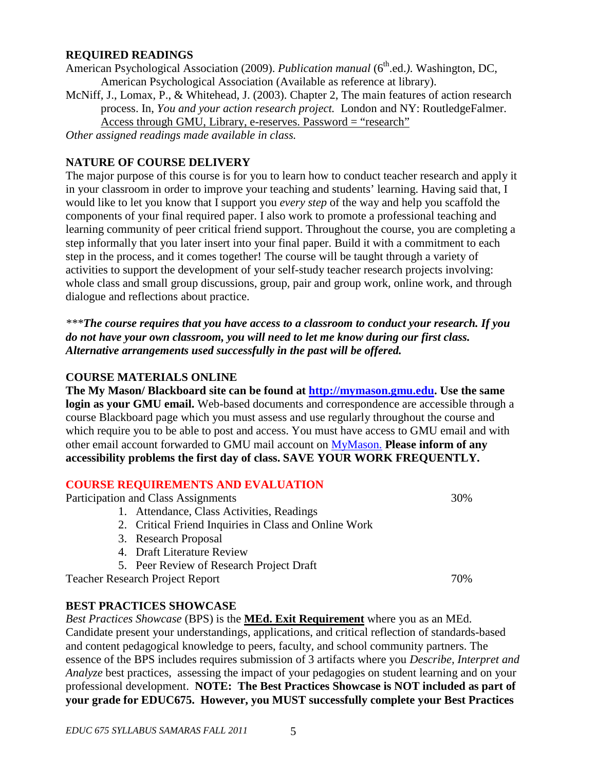## REQUIRED READINGS

American Psychological Association (2009). *Publication manual* (6th.ed.*)*. Washington, DC, American Psychological Association (Available as reference at library).

McNiff, J., Lomax, P., & Whitehead, J. (2003). Chapter 2, The main features of action research process. In, *You and your action research project.* London and NY: RoutledgeFalmer. Access through GMU, Library, e-reserves. Password = "research"

*Other assigned readings made available in class.*

## NATURE OF COURSE DELIVERY

The major purpose of this course is for you to learn how to conduct teacher research and apply it in your classroom in order to improve your teaching and students' learning. Having said that, I would like to let you know that I support you *every step* of the way and help you scaffold the components of your final required paper. I also work to promote a professional teaching and learning community of peer critical friend support. Throughout the course, you are completing a step informally that you later insert into your final paper. Build it with a commitment to each step in the process, and it comes together! The course will be taught through a variety of activities to support the development of your self-study teacher research projects involving: whole class and small group discussions, group, pair and group work, online work, and through dialogue and reflections about practice.

****The course requires that you have access to a classroom to conduct your research. If you do not have your own classroom, you will need to let me know during our first class. Alternative arrangements used successfully in the past will be offered.***

## COURSE MATERIALS ONLINE

**The My Mason/ Blackboard site can be found at http://mymason.gmu.edu. Use the same login as your GMU email.** Web-based documents and correspondence are accessible through a course Blackboard page which you must assess and use regularly throughout the course and which require you to be able to post and access. You must have access to GMU email and with other email account forwarded to GMU mail account on MyMason. **Please inform of any accessibility problems the first day of class. SAVE YOUR WORK FREQUENTLY.**

## COURSE REQUIREMENTS AND EVALUATION

Participation and Class Assignments — 30%

1. Attendance, Class Activities, Readings
2. Critical Friend Inquiries in Class and Online Work
3. Research Proposal
4. Draft Literature Review
5. Peer Review of Research Project Draft

Teacher Research Project Report — 70%

## BEST PRACTICES SHOWCASE

*Best Practices Showcase* (BPS) is the **MEd. Exit Requirement** where you as an MEd. Candidate present your understandings, applications, and critical reflection of standards-based and content pedagogical knowledge to peers, faculty, and school community partners. The essence of the BPS includes requires submission of 3 artifacts where you *Describe, Interpret and Analyze* best practices, assessing the impact of your pedagogies on student learning and on your professional development. **NOTE: The Best Practices Showcase is NOT included as part of your grade for EDUC675. However, you MUST successfully complete your Best Practices**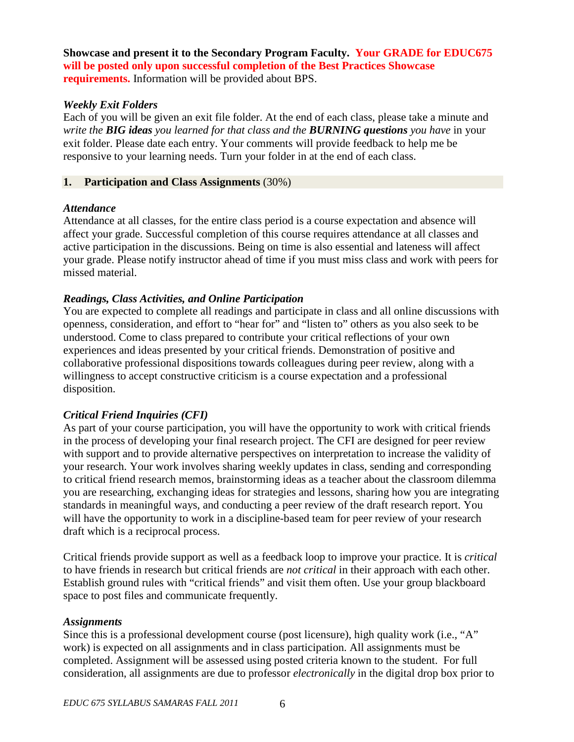**Showcase and present it to the Secondary Program Faculty.** **Your GRADE for EDUC675 will be posted only upon successful completion of the Best Practices Showcase requirements.** Information will be provided about BPS.

***Weekly Exit Folders***

Each of you will be given an exit file folder. At the end of each class, please take a minute and *write the **BIG ideas** you learned for that class and the **BURNING questions** you have* in your exit folder. Please date each entry. Your comments will provide feedback to help me be responsive to your learning needs. Turn your folder in at the end of each class.

## 1. Participation and Class Assignments (30%)

***Attendance***

Attendance at all classes, for the entire class period is a course expectation and absence will affect your grade. Successful completion of this course requires attendance at all classes and active participation in the discussions. Being on time is also essential and lateness will affect your grade. Please notify instructor ahead of time if you must miss class and work with peers for missed material.

***Readings, Class Activities, and Online Participation***

You are expected to complete all readings and participate in class and all online discussions with openness, consideration, and effort to "hear for" and "listen to" others as you also seek to be understood. Come to class prepared to contribute your critical reflections of your own experiences and ideas presented by your critical friends. Demonstration of positive and collaborative professional dispositions towards colleagues during peer review, along with a willingness to accept constructive criticism is a course expectation and a professional disposition.

***Critical Friend Inquiries (CFI)***

As part of your course participation, you will have the opportunity to work with critical friends in the process of developing your final research project. The CFI are designed for peer review with support and to provide alternative perspectives on interpretation to increase the validity of your research. Your work involves sharing weekly updates in class, sending and corresponding to critical friend research memos, brainstorming ideas as a teacher about the classroom dilemma you are researching, exchanging ideas for strategies and lessons, sharing how you are integrating standards in meaningful ways, and conducting a peer review of the draft research report. You will have the opportunity to work in a discipline-based team for peer review of your research draft which is a reciprocal process.

Critical friends provide support as well as a feedback loop to improve your practice. It is *critical* to have friends in research but critical friends are *not critical* in their approach with each other. Establish ground rules with "critical friends" and visit them often. Use your group blackboard space to post files and communicate frequently.

***Assignments***

Since this is a professional development course (post licensure), high quality work (i.e., "A" work) is expected on all assignments and in class participation. All assignments must be completed. Assignment will be assessed using posted criteria known to the student. For full consideration, all assignments are due to professor *electronically* in the digital drop box prior to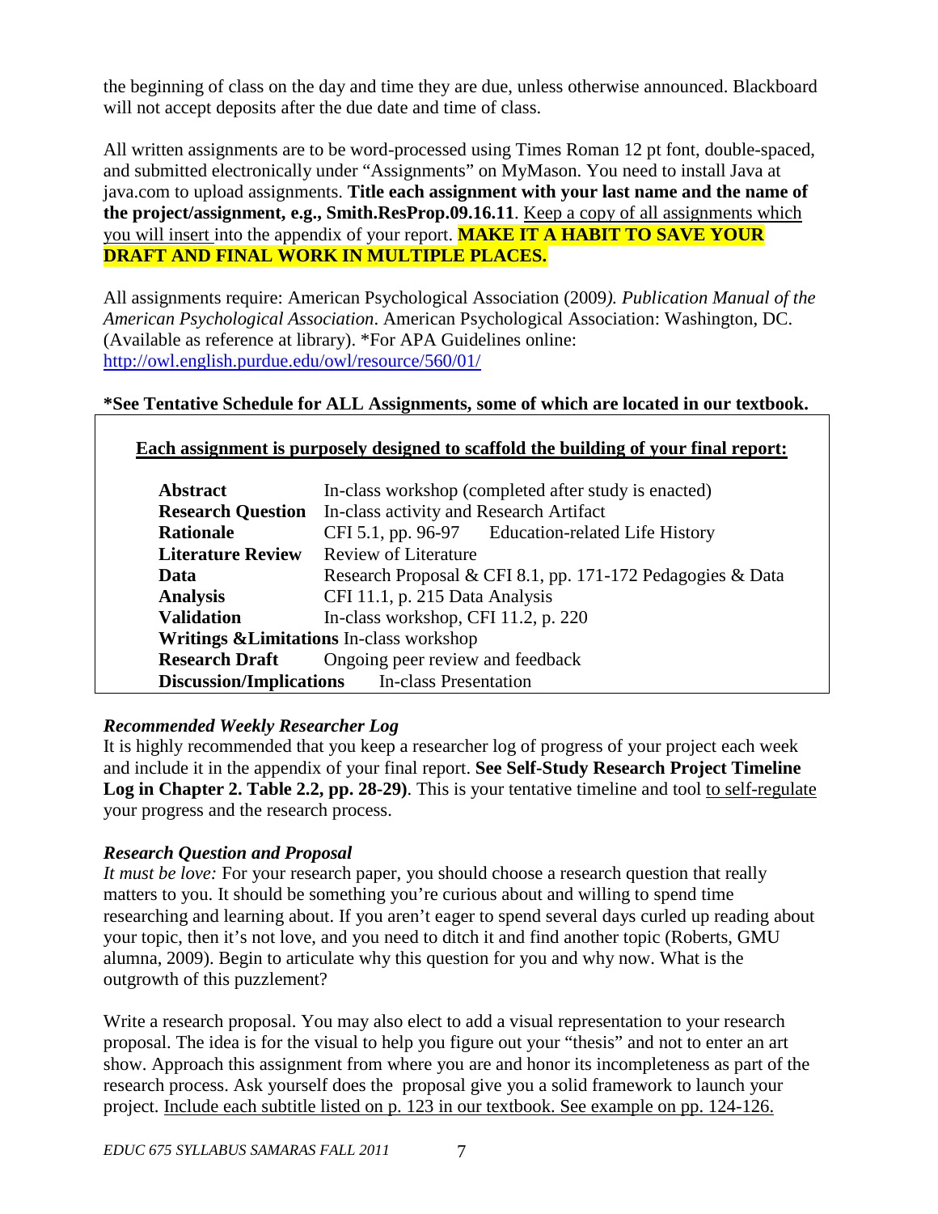the beginning of class on the day and time they are due, unless otherwise announced. Blackboard will not accept deposits after the due date and time of class.

All written assignments are to be word-processed using Times Roman 12 pt font, double-spaced, and submitted electronically under "Assignments" on MyMason. You need to install Java at java.com to upload assignments. **Title each assignment with your last name and the name of the project/assignment, e.g., Smith.ResProp.09.16.11**. Keep a copy of all assignments which you will insert into the appendix of your report. **MAKE IT A HABIT TO SAVE YOUR DRAFT AND FINAL WORK IN MULTIPLE PLACES.**

All assignments require: American Psychological Association (2009*). Publication Manual of the American Psychological Association*. American Psychological Association: Washington, DC. (Available as reference at library). *For APA Guidelines online: http://owl.english.purdue.edu/owl/resource/560/01/

**\*See Tentative Schedule for ALL Assignments, some of which are located in our textbook.**

**Each assignment is purposely designed to scaffold the building of your final report:**

| | |
|---|---|
| **Abstract** | In-class workshop (completed after study is enacted) |
| **Research Question** | In-class activity and Research Artifact |
| **Rationale** | CFI 5.1, pp. 96-97 Education-related Life History |
| **Literature Review** | Review of Literature |
| **Data** | Research Proposal & CFI 8.1, pp. 171-172 Pedagogies & Data |
| **Analysis** | CFI 11.1, p. 215 Data Analysis |
| **Validation** | In-class workshop, CFI 11.2, p. 220 |
| **Writings &Limitations** | In-class workshop |
| **Research Draft** | Ongoing peer review and feedback |
| **Discussion/Implications** | In-class Presentation |

### *Recommended Weekly Researcher Log*

It is highly recommended that you keep a researcher log of progress of your project each week and include it in the appendix of your final report. **See Self-Study Research Project Timeline Log in Chapter 2. Table 2.2, pp. 28-29)**. This is your tentative timeline and tool to self-regulate your progress and the research process.

### *Research Question and Proposal*

*It must be love:* For your research paper, you should choose a research question that really matters to you. It should be something you're curious about and willing to spend time researching and learning about. If you aren't eager to spend several days curled up reading about your topic, then it's not love, and you need to ditch it and find another topic (Roberts, GMU alumna, 2009). Begin to articulate why this question for you and why now. What is the outgrowth of this puzzlement?

Write a research proposal. You may also elect to add a visual representation to your research proposal. The idea is for the visual to help you figure out your "thesis" and not to enter an art show. Approach this assignment from where you are and honor its incompleteness as part of the research process. Ask yourself does the proposal give you a solid framework to launch your project. Include each subtitle listed on p. 123 in our textbook. See example on pp. 124-126.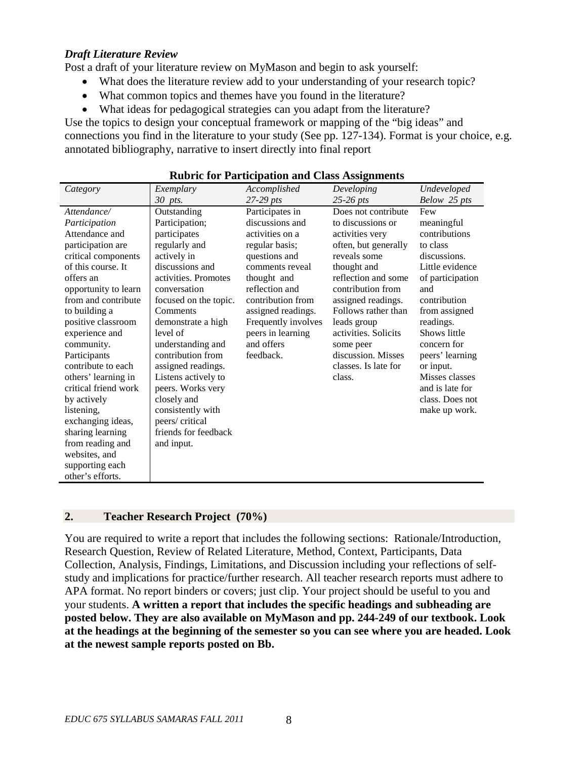### *Draft Literature Review*

Post a draft of your literature review on MyMason and begin to ask yourself:

- What does the literature review add to your understanding of your research topic?
- What common topics and themes have you found in the literature?
- What ideas for pedagogical strategies can you adapt from the literature?

Use the topics to design your conceptual framework or mapping of the "big ideas" and connections you find in the literature to your study (See pp. 127-134). Format is your choice, e.g. annotated bibliography, narrative to insert directly into final report

**Rubric for Participation and Class Assignments**

| *Category* | *Exemplary* *30 pts.* | *Accomplished* *27-29 pts* | *Developing* *25-26 pts* | *Undeveloped* *Below 25 pts* |
|---|---|---|---|---|
| *Attendance/ Participation* Attendance and participation are critical components of this course. It offers an opportunity to learn from and contribute to building a positive classroom experience and community. Participants contribute to each others' learning in critical friend work by actively listening, exchanging ideas, sharing learning from reading and websites, and supporting each other's efforts. | Outstanding Participation; participates regularly and actively in discussions and activities. Promotes conversation focused on the topic. Comments demonstrate a high level of understanding and contribution from assigned readings. Listens actively to peers. Works very closely and consistently with peers/ critical friends for feedback and input. | Participates in discussions and activities on a regular basis; questions and comments reveal thought and reflection and contribution from assigned readings. Frequently involves peers in learning and offers feedback. | Does not contribute to discussions or activities very often, but generally reveals some thought and reflection and some contribution from assigned readings. Follows rather than leads group activities. Solicits some peer discussion. Misses classes. Is late for class. | Few meaningful contributions to class discussions. Little evidence of participation and contribution from assigned readings. Shows little concern for peers' learning or input. Misses classes and is late for class. Does not make up work. |

## 2. Teacher Research Project (70%)

You are required to write a report that includes the following sections: Rationale/Introduction, Research Question, Review of Related Literature, Method, Context, Participants, Data Collection, Analysis, Findings, Limitations, and Discussion including your reflections of self-study and implications for practice/further research. All teacher research reports must adhere to APA format. No report binders or covers; just clip. Your project should be useful to you and your students. **A written a report that includes the specific headings and subheading are posted below. They are also available on MyMason and pp. 244-249 of our textbook. Look at the headings at the beginning of the semester so you can see where you are headed. Look at the newest sample reports posted on Bb.**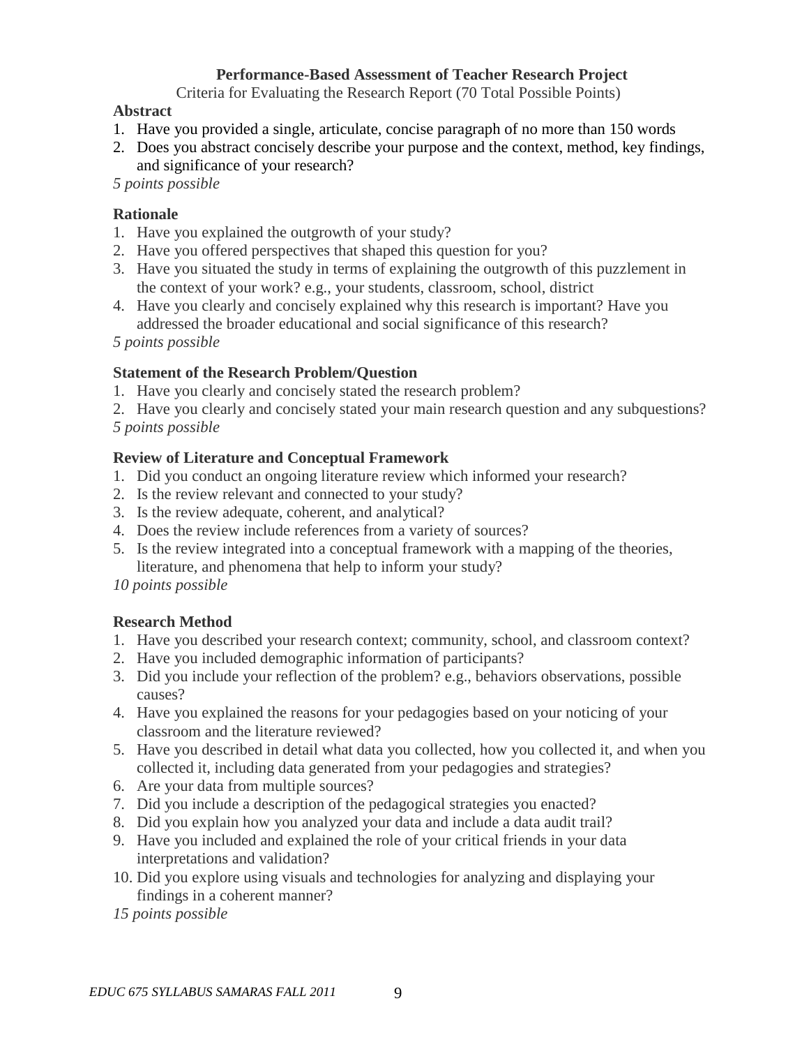**Performance-Based Assessment of Teacher Research Project**

Criteria for Evaluating the Research Report (70 Total Possible Points)

**Abstract**

1. Have you provided a single, articulate, concise paragraph of no more than 150 words
2. Does you abstract concisely describe your purpose and the context, method, key findings, and significance of your research?

*5 points possible*

**Rationale**

1. Have you explained the outgrowth of your study?
2. Have you offered perspectives that shaped this question for you?
3. Have you situated the study in terms of explaining the outgrowth of this puzzlement in the context of your work? e.g., your students, classroom, school, district
4. Have you clearly and concisely explained why this research is important? Have you addressed the broader educational and social significance of this research?

*5 points possible*

**Statement of the Research Problem/Question**

1. Have you clearly and concisely stated the research problem?
2. Have you clearly and concisely stated your main research question and any subquestions?

*5 points possible*

**Review of Literature and Conceptual Framework**

1. Did you conduct an ongoing literature review which informed your research?
2. Is the review relevant and connected to your study?
3. Is the review adequate, coherent, and analytical?
4. Does the review include references from a variety of sources?
5. Is the review integrated into a conceptual framework with a mapping of the theories, literature, and phenomena that help to inform your study?

*10 points possible*

**Research Method**

1. Have you described your research context; community, school, and classroom context?
2. Have you included demographic information of participants?
3. Did you include your reflection of the problem? e.g., behaviors observations, possible causes?
4. Have you explained the reasons for your pedagogies based on your noticing of your classroom and the literature reviewed?
5. Have you described in detail what data you collected, how you collected it, and when you collected it, including data generated from your pedagogies and strategies?
6. Are your data from multiple sources?
7. Did you include a description of the pedagogical strategies you enacted?
8. Did you explain how you analyzed your data and include a data audit trail?
9. Have you included and explained the role of your critical friends in your data interpretations and validation?
10. Did you explore using visuals and technologies for analyzing and displaying your findings in a coherent manner?

*15 points possible*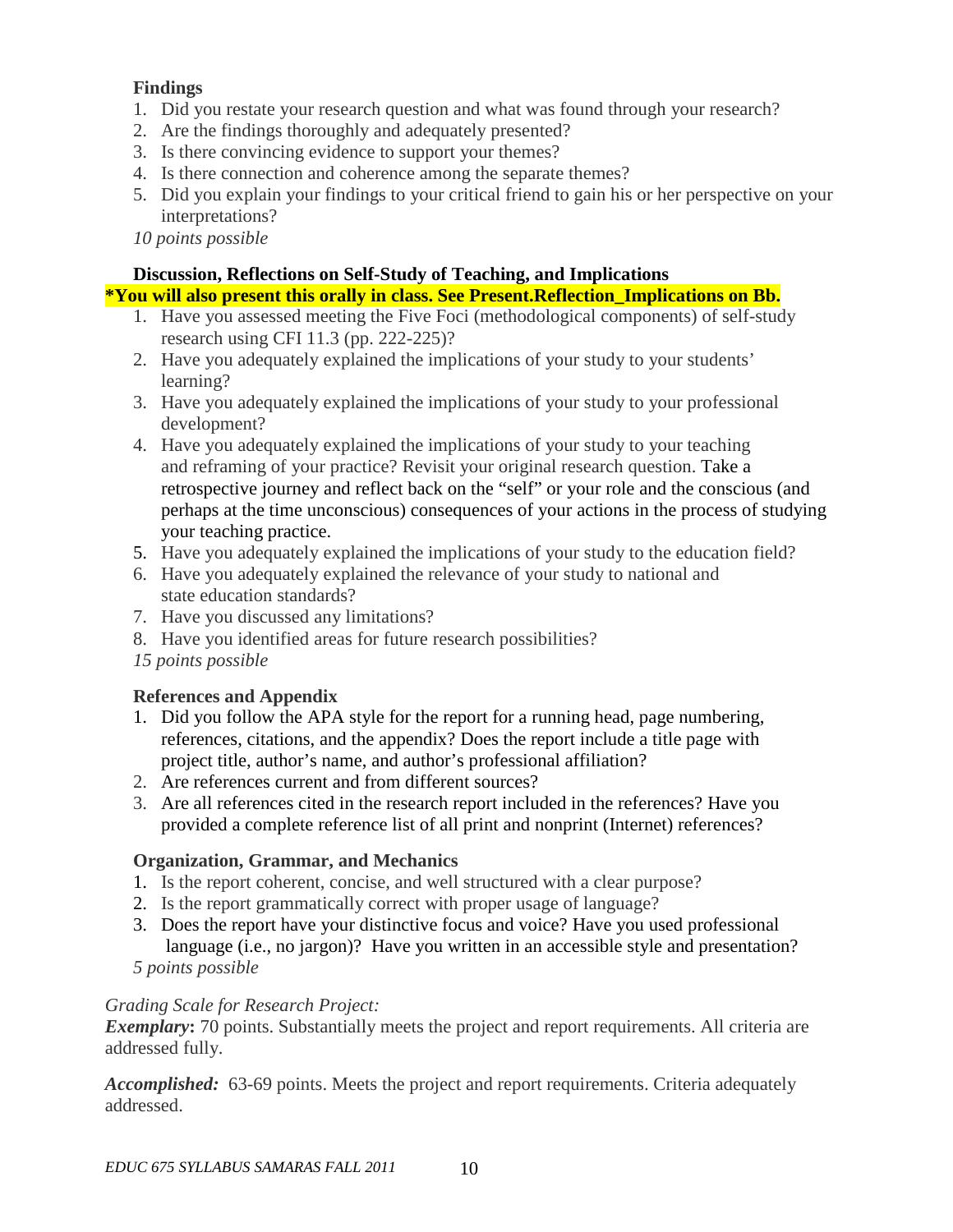**Findings**

1. Did you restate your research question and what was found through your research?
2. Are the findings thoroughly and adequately presented?
3. Is there convincing evidence to support your themes?
4. Is there connection and coherence among the separate themes?
5. Did you explain your findings to your critical friend to gain his or her perspective on your interpretations?

*10 points possible*

**Discussion, Reflections on Self-Study of Teaching, and Implications**

**\*You will also present this orally in class. See Present.Reflection_Implications on Bb.**

1. Have you assessed meeting the Five Foci (methodological components) of self-study research using CFI 11.3 (pp. 222-225)?
2. Have you adequately explained the implications of your study to your students' learning?
3. Have you adequately explained the implications of your study to your professional development?
4. Have you adequately explained the implications of your study to your teaching and reframing of your practice? Revisit your original research question. Take a retrospective journey and reflect back on the "self" or your role and the conscious (and perhaps at the time unconscious) consequences of your actions in the process of studying your teaching practice.
5. Have you adequately explained the implications of your study to the education field?
6. Have you adequately explained the relevance of your study to national and state education standards?
7. Have you discussed any limitations?
8. Have you identified areas for future research possibilities?

*15 points possible*

**References and Appendix**

1. Did you follow the APA style for the report for a running head, page numbering, references, citations, and the appendix? Does the report include a title page with project title, author's name, and author's professional affiliation?
2. Are references current and from different sources?
3. Are all references cited in the research report included in the references? Have you provided a complete reference list of all print and nonprint (Internet) references?

**Organization, Grammar, and Mechanics**

1. Is the report coherent, concise, and well structured with a clear purpose?
2. Is the report grammatically correct with proper usage of language?
3. Does the report have your distinctive focus and voice? Have you used professional language (i.e., no jargon)? Have you written in an accessible style and presentation?

*5 points possible*

*Grading Scale for Research Project:*

***Exemplary*:** 70 points. Substantially meets the project and report requirements. All criteria are addressed fully.

***Accomplished:*** 63-69 points. Meets the project and report requirements. Criteria adequately addressed.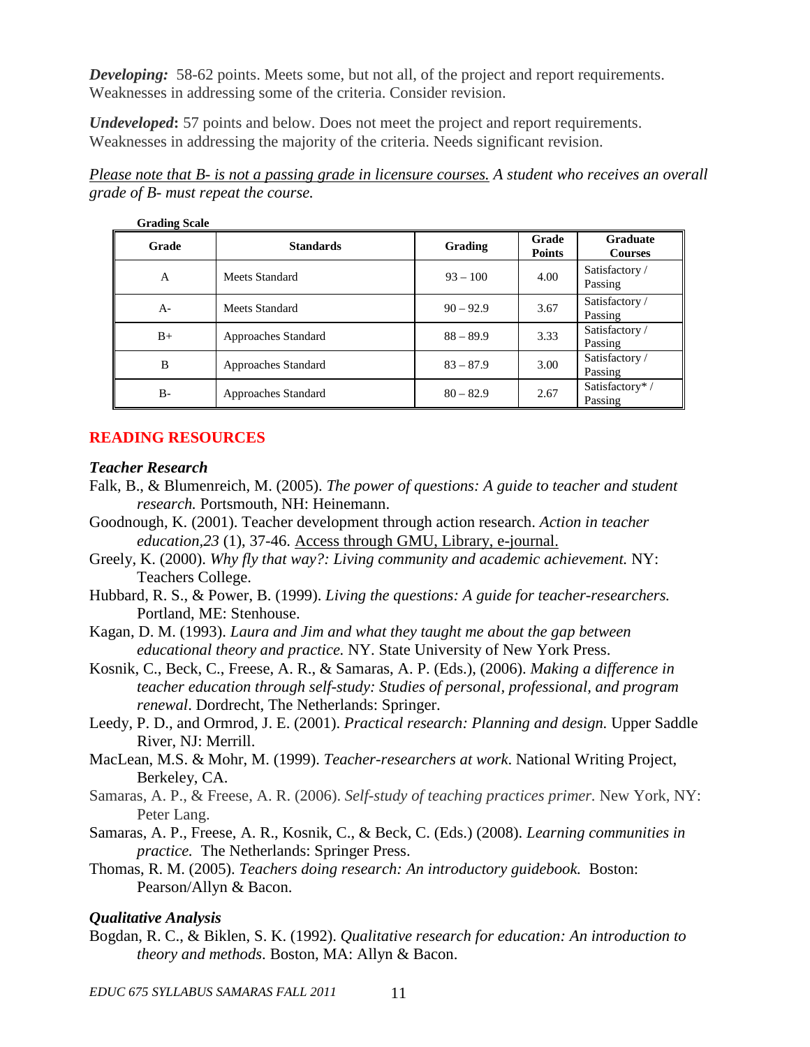***Developing:*** 58-62 points. Meets some, but not all, of the project and report requirements. Weaknesses in addressing some of the criteria. Consider revision.

***Undeveloped*:** 57 points and below. Does not meet the project and report requirements. Weaknesses in addressing the majority of the criteria. Needs significant revision.

*Please note that B- is not a passing grade in licensure courses. A student who receives an overall grade of B- must repeat the course.*

**Grading Scale**

| Grade | Standards | Grading | Grade Points | Graduate Courses |
|---|---|---|---|---|
| A | Meets Standard | 93 – 100 | 4.00 | Satisfactory / Passing |
| A- | Meets Standard | 90 – 92.9 | 3.67 | Satisfactory / Passing |
| B+ | Approaches Standard | 88 – 89.9 | 3.33 | Satisfactory / Passing |
| B | Approaches Standard | 83 – 87.9 | 3.00 | Satisfactory / Passing |
| B- | Approaches Standard | 80 – 82.9 | 2.67 | Satisfactory* / Passing |

## READING RESOURCES

### *Teacher Research*

Falk, B., & Blumenreich, M. (2005). *The power of questions: A guide to teacher and student research.* Portsmouth, NH: Heinemann.

Goodnough, K. (2001). Teacher development through action research. *Action in teacher education,23* (1), 37-46. Access through GMU, Library, e-journal.

Greely, K. (2000). *Why fly that way?: Living community and academic achievement.* NY: Teachers College.

Hubbard, R. S., & Power, B. (1999). *Living the questions: A guide for teacher-researchers.* Portland, ME: Stenhouse.

Kagan, D. M. (1993). *Laura and Jim and what they taught me about the gap between educational theory and practice.* NY. State University of New York Press.

Kosnik, C., Beck, C., Freese, A. R., & Samaras, A. P. (Eds.), (2006). *Making a difference in teacher education through self-study: Studies of personal, professional, and program renewal*. Dordrecht, The Netherlands: Springer.

Leedy, P. D., and Ormrod, J. E. (2001). *Practical research: Planning and design.* Upper Saddle River, NJ: Merrill.

MacLean, M.S. & Mohr, M. (1999). *Teacher-researchers at work.* National Writing Project, Berkeley, CA.

Samaras, A. P., & Freese, A. R. (2006). *Self-study of teaching practices primer.* New York, NY: Peter Lang.

Samaras, A. P., Freese, A. R., Kosnik, C., & Beck, C. (Eds.) (2008). *Learning communities in practice.* The Netherlands: Springer Press.

Thomas, R. M. (2005). *Teachers doing research: An introductory guidebook.* Boston: Pearson/Allyn & Bacon.

### *Qualitative Analysis*

Bogdan, R. C., & Biklen, S. K. (1992). *Qualitative research for education: An introduction to theory and methods*. Boston, MA: Allyn & Bacon.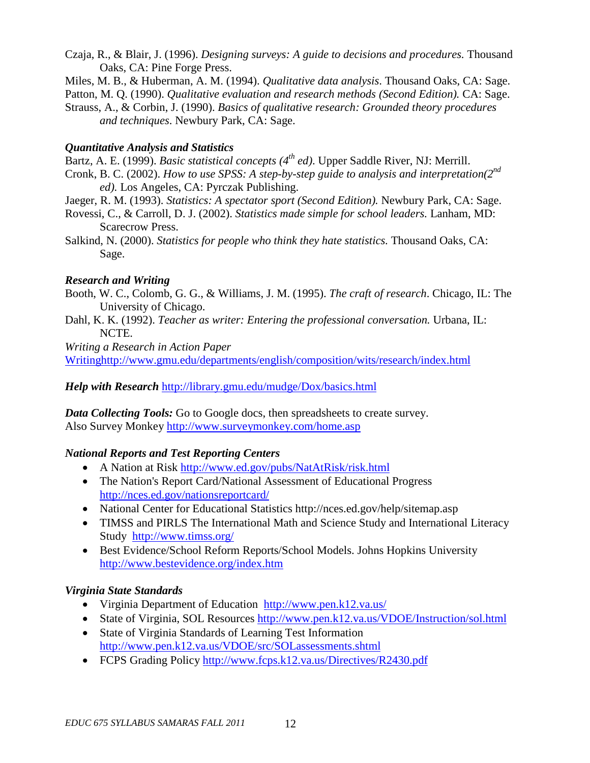Czaja, R., & Blair, J. (1996). *Designing surveys: A guide to decisions and procedures.* Thousand Oaks, CA: Pine Forge Press.

Miles, M. B., & Huberman, A. M. (1994). *Qualitative data analysis*. Thousand Oaks, CA: Sage.

Patton, M. Q. (1990). *Qualitative evaluation and research methods (Second Edition).* CA: Sage.

Strauss, A., & Corbin, J. (1990). *Basics of qualitative research: Grounded theory procedures and techniques*. Newbury Park, CA: Sage.

### *Quantitative Analysis and Statistics*

Bartz, A. E. (1999). *Basic statistical concepts (4th ed)*. Upper Saddle River, NJ: Merrill.

Cronk, B. C. (2002). *How to use SPSS: A step-by-step guide to analysis and interpretation(2nd ed).* Los Angeles, CA: Pyrczak Publishing.

Jaeger, R. M. (1993). *Statistics: A spectator sport (Second Edition).* Newbury Park, CA: Sage.

Rovessi, C., & Carroll, D. J. (2002). *Statistics made simple for school leaders.* Lanham, MD: Scarecrow Press.

Salkind, N. (2000). *Statistics for people who think they hate statistics.* Thousand Oaks, CA: Sage.

### *Research and Writing*

Booth, W. C., Colomb, G. G., & Williams, J. M. (1995). *The craft of research*. Chicago, IL: The University of Chicago.

Dahl, K. K. (1992). *Teacher as writer: Entering the professional conversation.* Urbana, IL: NCTE.

*Writing a Research in Action Paper*
Writinghttp://www.gmu.edu/departments/english/composition/wits/research/index.html

***Help with Research*** http://library.gmu.edu/mudge/Dox/basics.html

***Data Collecting Tools:*** Go to Google docs, then spreadsheets to create survey.
Also Survey Monkey http://www.surveymonkey.com/home.asp

### *National Reports and Test Reporting Centers*

- A Nation at Risk http://www.ed.gov/pubs/NatAtRisk/risk.html
- The Nation's Report Card/National Assessment of Educational Progress http://nces.ed.gov/nationsreportcard/
- National Center for Educational Statistics http://nces.ed.gov/help/sitemap.asp
- TIMSS and PIRLS The International Math and Science Study and International Literacy Study http://www.timss.org/
- Best Evidence/School Reform Reports/School Models. Johns Hopkins University http://www.bestevidence.org/index.htm

### *Virginia State Standards*

- Virginia Department of Education http://www.pen.k12.va.us/
- State of Virginia, SOL Resources http://www.pen.k12.va.us/VDOE/Instruction/sol.html
- State of Virginia Standards of Learning Test Information http://www.pen.k12.va.us/VDOE/src/SOLassessments.shtml
- FCPS Grading Policy http://www.fcps.k12.va.us/Directives/R2430.pdf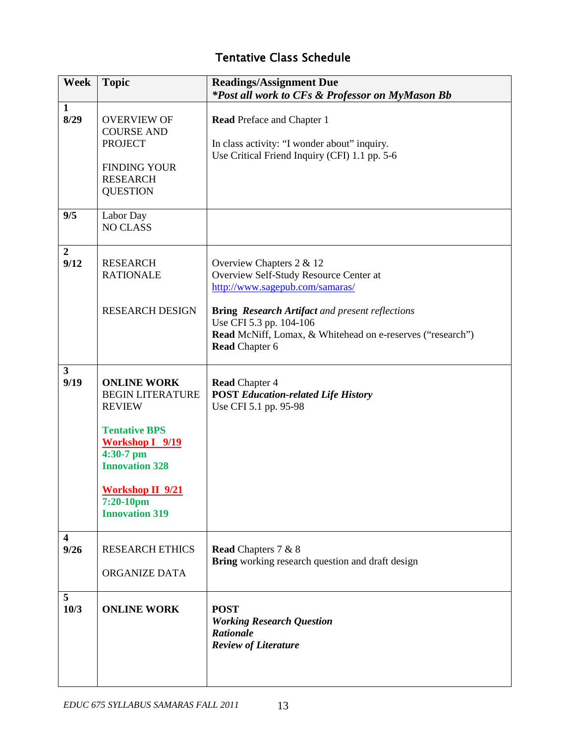## Tentative Class Schedule

| Week | Topic | Readings/Assignment Due<br>***Post all work to CFs & Professor on MyMason Bb*** |
|---|---|---|
| **1**<br>**8/29** | OVERVIEW OF COURSE AND PROJECT<br><br>FINDING YOUR RESEARCH QUESTION | **Read** Preface and Chapter 1<br><br>In class activity: "I wonder about" inquiry.<br>Use Critical Friend Inquiry (CFI) 1.1 pp. 5-6 |
| **9/5** | Labor Day<br>NO CLASS | |
| **2**<br>**9/12** | RESEARCH RATIONALE<br><br>RESEARCH DESIGN | Overview Chapters 2 & 12<br>Overview Self-Study Resource Center at http://www.sagepub.com/samaras/<br><br>**Bring** ***Research Artifact*** *and present reflections*<br>Use CFI 5.3 pp. 104-106<br>**Read** McNiff, Lomax, & Whitehead on e-reserves ("research")<br>**Read** Chapter 6 |
| **3**<br>**9/19** | **ONLINE WORK**<br>BEGIN LITERATURE REVIEW<br><br>**Tentative BPS**<br>**Workshop I 9/19**<br>**4:30-7 pm**<br>**Innovation 328**<br><br>**Workshop II 9/21**<br>**7:20-10pm**<br>**Innovation 319** | **Read** Chapter 4<br>**POST** ***Education-related Life History***<br>Use CFI 5.1 pp. 95-98 |
| **4**<br>**9/26** | RESEARCH ETHICS<br><br>ORGANIZE DATA | **Read** Chapters 7 & 8<br>**Bring** working research question and draft design |
| **5**<br>**10/3** | **ONLINE WORK** | **POST**<br>***Working Research Question***<br>***Rationale***<br>***Review of Literature*** |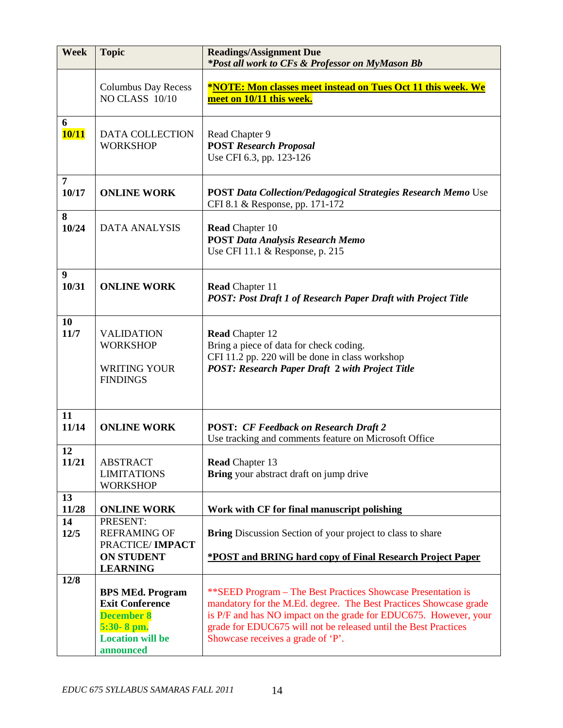| Week | Topic | Readings/Assignment Due<br>*\*Post all work to CFs & Professor on MyMason Bb* |
|---|---|---|
| | Columbus Day Recess<br>NO CLASS 10/10 | **\*NOTE: Mon classes meet instead on Tues Oct 11 this week. We meet on 10/11 this week.** |
| 6<br>**10/11** | DATA COLLECTION WORKSHOP | Read Chapter 9<br>**POST *Research Proposal***<br>Use CFI 6.3, pp. 123-126 |
| 7<br>10/17 | **ONLINE WORK** | **POST *Data Collection/Pedagogical Strategies Research Memo*** Use CFI 8.1 & Response, pp. 171-172 |
| 8<br>10/24 | DATA ANALYSIS | **Read** Chapter 10<br>**POST *Data Analysis Research Memo***<br>Use CFI 11.1 & Response, p. 215 |
| 9<br>10/31 | **ONLINE WORK** | **Read** Chapter 11<br>***POST: Post Draft 1 of Research Paper Draft with Project Title*** |
| 10<br>11/7 | VALIDATION WORKSHOP<br><br>WRITING YOUR FINDINGS | **Read** Chapter 12<br>Bring a piece of data for check coding.<br>CFI 11.2 pp. 220 will be done in class workshop<br>***POST: Research Paper Draft 2 with Project Title*** |
| 11<br>11/14 | **ONLINE WORK** | **POST:** ***CF Feedback on Research Draft 2***<br>Use tracking and comments feature on Microsoft Office |
| 12<br>11/21 | ABSTRACT LIMITATIONS WORKSHOP | **Read** Chapter 13<br>**Bring** your abstract draft on jump drive |
| 13<br>11/28 | **ONLINE WORK** | **Work with CF for final manuscript polishing** |
| 14<br>12/5 | PRESENT: REFRAMING OF PRACTICE/ **IMPACT ON STUDENT LEARNING** | **Bring** Discussion Section of your project to class to share<br><br>**\*POST and BRING hard copy of Final Research Project Paper** |
| 12/8 | **BPS MEd. Program Exit Conference**<br>**December 8**<br>**5:30- 8 pm.**<br>**Location will be announced** | \*\*SEED Program – The Best Practices Showcase Presentation is mandatory for the M.Ed. degree. The Best Practices Showcase grade is P/F and has NO impact on the grade for EDUC675. However, your grade for EDUC675 will not be released until the Best Practices Showcase receives a grade of 'P'. |